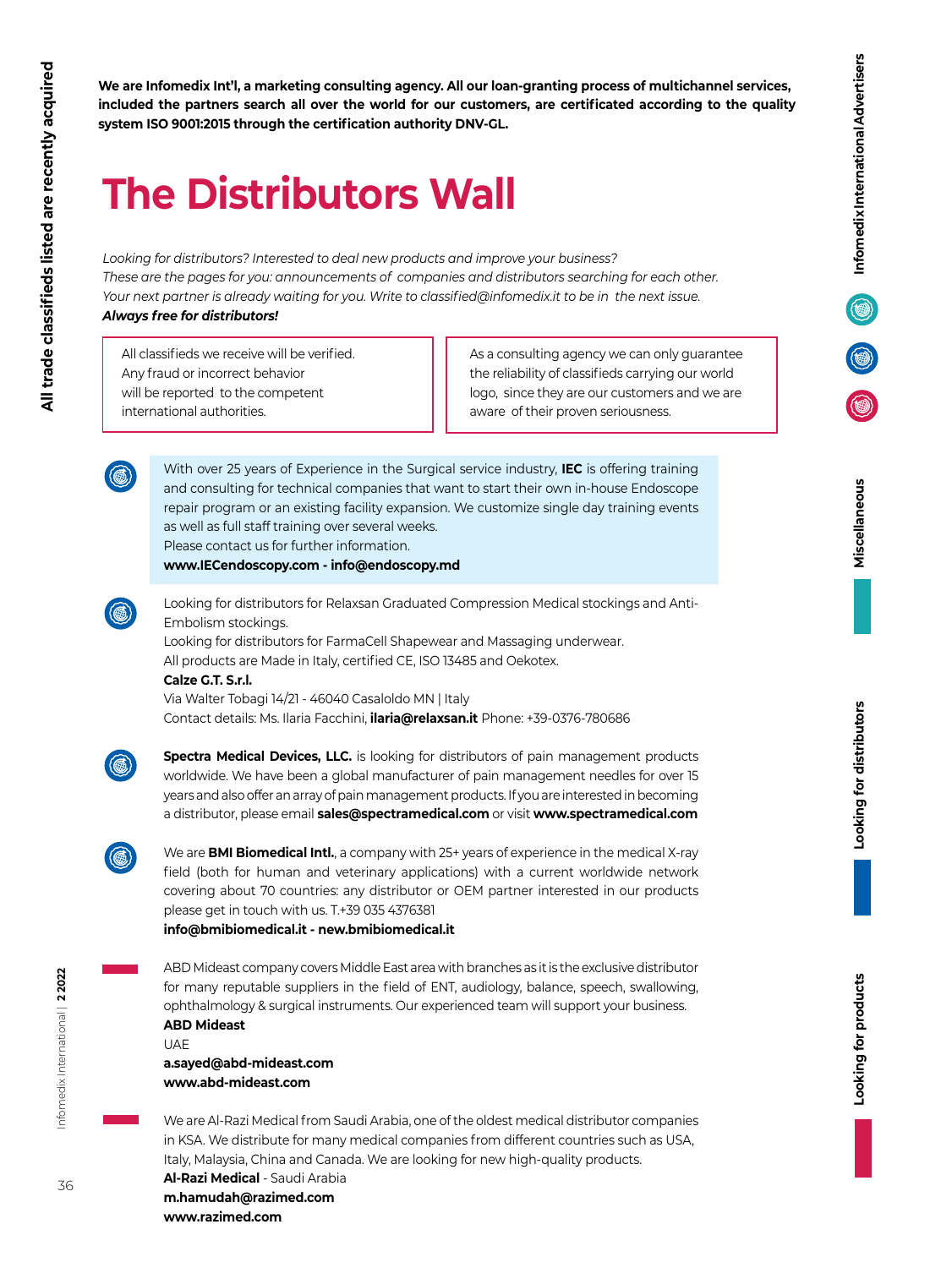**We are Infomedix Int'l, a marketing consulting agency. All our loan-granting process of multichannel services, included the partners search all over the world for our customers, are certificated according to the quality system ISO 9001:2015 through the certification authority DNV-GL.**

# The Distributors Wall

*Looking for distributors? Interested to deal new products and improve your business?*
*These are the pages for you: announcements of companies and distributors searching for each other.*
*Your next partner is already waiting for you. Write to classified@infomedix.it to be in the next issue.*
***Always free for distributors!***

All classifieds we receive will be verified. Any fraud or incorrect behavior will be reported to the competent international authorities.

As a consulting agency we can only guarantee the reliability of classifieds carrying our world logo, since they are our customers and we are aware of their proven seriousness.

With over 25 years of Experience in the Surgical service industry, **IEC** is offering training and consulting for technical companies that want to start their own in-house Endoscope repair program or an existing facility expansion. We customize single day training events as well as full staff training over several weeks.
Please contact us for further information.
**www.IECendoscopy.com - info@endoscopy.md**

Looking for distributors for Relaxsan Graduated Compression Medical stockings and Anti-Embolism stockings.
Looking for distributors for FarmaCell Shapewear and Massaging underwear.
All products are Made in Italy, certified CE, ISO 13485 and Oekotex.
**Calze G.T. S.r.l.**
Via Walter Tobagi 14/21 - 46040 Casaloldo MN | Italy
Contact details: Ms. Ilaria Facchini, **ilaria@relaxsan.it** Phone: +39-0376-780686

**Spectra Medical Devices, LLC.** is looking for distributors of pain management products worldwide. We have been a global manufacturer of pain management needles for over 15 years and also offer an array of pain management products. If you are interested in becoming a distributor, please email **sales@spectramedical.com** or visit **www.spectramedical.com**

We are **BMI Biomedical Intl.**, a company with 25+ years of experience in the medical X-ray field (both for human and veterinary applications) with a current worldwide network covering about 70 countries: any distributor or OEM partner interested in our products please get in touch with us. T.+39 035 4376381
**info@bmibiomedical.it - new.bmibiomedical.it**

ABD Mideast company covers Middle East area with branches as it is the exclusive distributor for many reputable suppliers in the field of ENT, audiology, balance, speech, swallowing, ophthalmology & surgical instruments. Our experienced team will support your business.
**ABD Mideast**
UAE
**a.sayed@abd-mideast.com**
**www.abd-mideast.com**

We are Al-Razi Medical from Saudi Arabia, one of the oldest medical distributor companies in KSA. We distribute for many medical companies from different countries such as USA, Italy, Malaysia, China and Canada. We are looking for new high-quality products.
**Al-Razi Medical** - Saudi Arabia
**m.hamudah@razimed.com**
**www.razimed.com**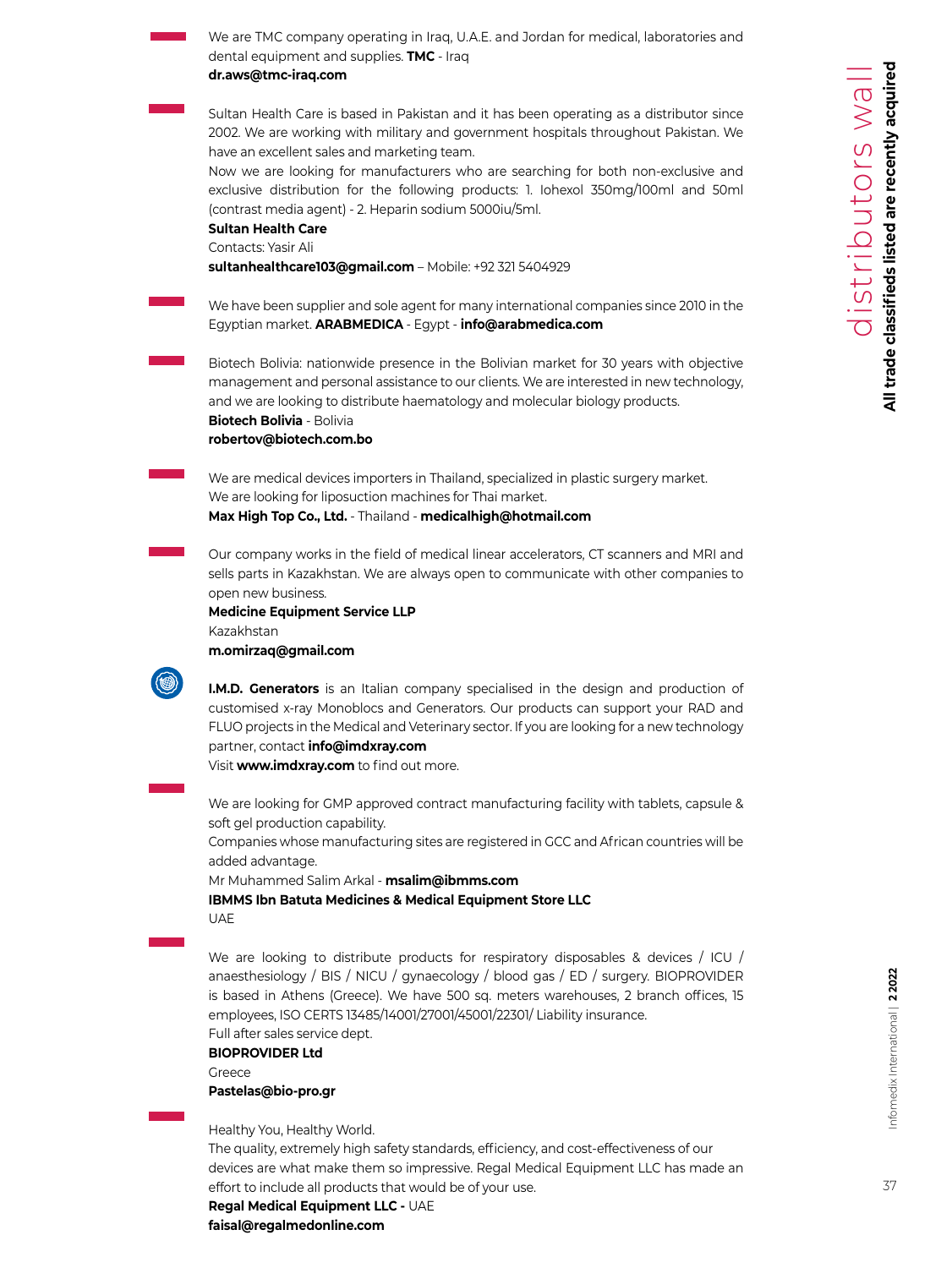We are TMC company operating in Iraq, U.A.E. and Jordan for medical, laboratories and dental equipment and supplies. **TMC** - Iraq
**dr.aws@tmc-iraq.com**

Sultan Health Care is based in Pakistan and it has been operating as a distributor since 2002. We are working with military and government hospitals throughout Pakistan. We have an excellent sales and marketing team.
Now we are looking for manufacturers who are searching for both non-exclusive and exclusive distribution for the following products: 1. Iohexol 350mg/100ml and 50ml (contrast media agent) - 2. Heparin sodium 5000iu/5ml.
**Sultan Health Care**
Contacts: Yasir Ali
**sultanhealthcare103@gmail.com** – Mobile: +92 321 5404929

We have been supplier and sole agent for many international companies since 2010 in the Egyptian market. **ARABMEDICA** - Egypt - **info@arabmedica.com**

Biotech Bolivia: nationwide presence in the Bolivian market for 30 years with objective management and personal assistance to our clients. We are interested in new technology, and we are looking to distribute haematology and molecular biology products.
**Biotech Bolivia** - Bolivia
**robertov@biotech.com.bo**

We are medical devices importers in Thailand, specialized in plastic surgery market.
We are looking for liposuction machines for Thai market.
**Max High Top Co., Ltd.** - Thailand - **medicalhigh@hotmail.com**

Our company works in the field of medical linear accelerators, CT scanners and MRI and sells parts in Kazakhstan. We are always open to communicate with other companies to open new business.
**Medicine Equipment Service LLP**
Kazakhstan
**m.omirzaq@gmail.com**

**I.M.D. Generators** is an Italian company specialised in the design and production of customised x-ray Monoblocs and Generators. Our products can support your RAD and FLUO projects in the Medical and Veterinary sector. If you are looking for a new technology partner, contact **info@imdxray.com**
Visit **www.imdxray.com** to find out more.

We are looking for GMP approved contract manufacturing facility with tablets, capsule & soft gel production capability.
Companies whose manufacturing sites are registered in GCC and African countries will be added advantage.
Mr Muhammed Salim Arkal - **msalim@ibmms.com**
**IBMMS Ibn Batuta Medicines & Medical Equipment Store LLC**
UAE

We are looking to distribute products for respiratory disposables & devices / ICU / anaesthesiology / BIS / NICU / gynaecology / blood gas / ED / surgery. BIOPROVIDER is based in Athens (Greece). We have 500 sq. meters warehouses, 2 branch offices, 15 employees, ISO CERTS 13485/14001/27001/45001/22301/ Liability insurance.
Full after sales service dept.
**BIOPROVIDER Ltd**
Greece
**Pastelas@bio-pro.gr**

Healthy You, Healthy World.
The quality, extremely high safety standards, efficiency, and cost-effectiveness of our devices are what make them so impressive. Regal Medical Equipment LLC has made an effort to include all products that would be of your use.
**Regal Medical Equipment LLC -** UAE
**faisal@regalmedonline.com**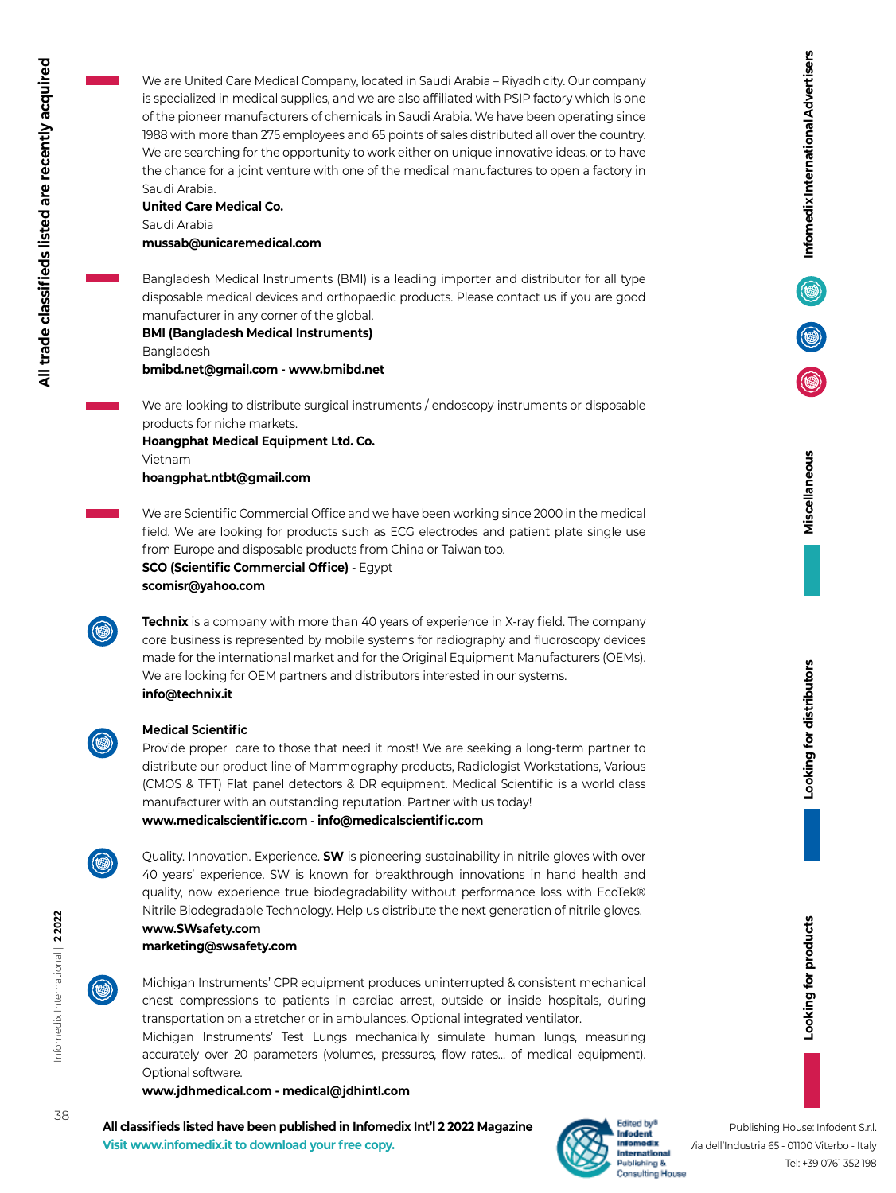We are United Care Medical Company, located in Saudi Arabia – Riyadh city. Our company is specialized in medical supplies, and we are also affiliated with PSIP factory which is one of the pioneer manufacturers of chemicals in Saudi Arabia. We have been operating since 1988 with more than 275 employees and 65 points of sales distributed all over the country. We are searching for the opportunity to work either on unique innovative ideas, or to have the chance for a joint venture with one of the medical manufactures to open a factory in Saudi Arabia.

**United Care Medical Co.**
Saudi Arabia
**mussab@unicaremedical.com**

Bangladesh Medical Instruments (BMI) is a leading importer and distributor for all type disposable medical devices and orthopaedic products. Please contact us if you are good manufacturer in any corner of the global.

**BMI (Bangladesh Medical Instruments)**
Bangladesh
**bmibd.net@gmail.com - www.bmibd.net**

We are looking to distribute surgical instruments / endoscopy instruments or disposable products for niche markets.

**Hoangphat Medical Equipment Ltd. Co.**
Vietnam
**hoangphat.ntbt@gmail.com**

We are Scientific Commercial Office and we have been working since 2000 in the medical field. We are looking for products such as ECG electrodes and patient plate single use from Europe and disposable products from China or Taiwan too.

**SCO (Scientific Commercial Office)** - Egypt
**scomisr@yahoo.com**

**Technix** is a company with more than 40 years of experience in X-ray field. The company core business is represented by mobile systems for radiography and fluoroscopy devices made for the international market and for the Original Equipment Manufacturers (OEMs). We are looking for OEM partners and distributors interested in our systems.
**info@technix.it**

**Medical Scientific**
Provide proper care to those that need it most! We are seeking a long-term partner to distribute our product line of Mammography products, Radiologist Workstations, Various (CMOS & TFT) Flat panel detectors & DR equipment. Medical Scientific is a world class manufacturer with an outstanding reputation. Partner with us today!
**www.medicalscientific.com** - **info@medicalscientific.com**

Quality. Innovation. Experience. **SW** is pioneering sustainability in nitrile gloves with over 40 years' experience. SW is known for breakthrough innovations in hand health and quality, now experience true biodegradability without performance loss with EcoTek® Nitrile Biodegradable Technology. Help us distribute the next generation of nitrile gloves.
**www.SWsafety.com**
**marketing@swsafety.com**

Michigan Instruments' CPR equipment produces uninterrupted & consistent mechanical chest compressions to patients in cardiac arrest, outside or inside hospitals, during transportation on a stretcher or in ambulances. Optional integrated ventilator.
Michigan Instruments' Test Lungs mechanically simulate human lungs, measuring accurately over 20 parameters (volumes, pressures, flow rates... of medical equipment). Optional software.
**www.jdhmedical.com - medical@jdhintl.com**

**All classifieds listed have been published in Infomedix Int'l 2 2022 Magazine**
**Visit www.infomedix.it to download your free copy.**

Edited by® Infodent Infomedix International Publishing & Consulting House

Publishing House: Infodent S.r.l.
Via dell'Industria 65 - 01100 Viterbo - Italy
Tel: +39 0761 352 198